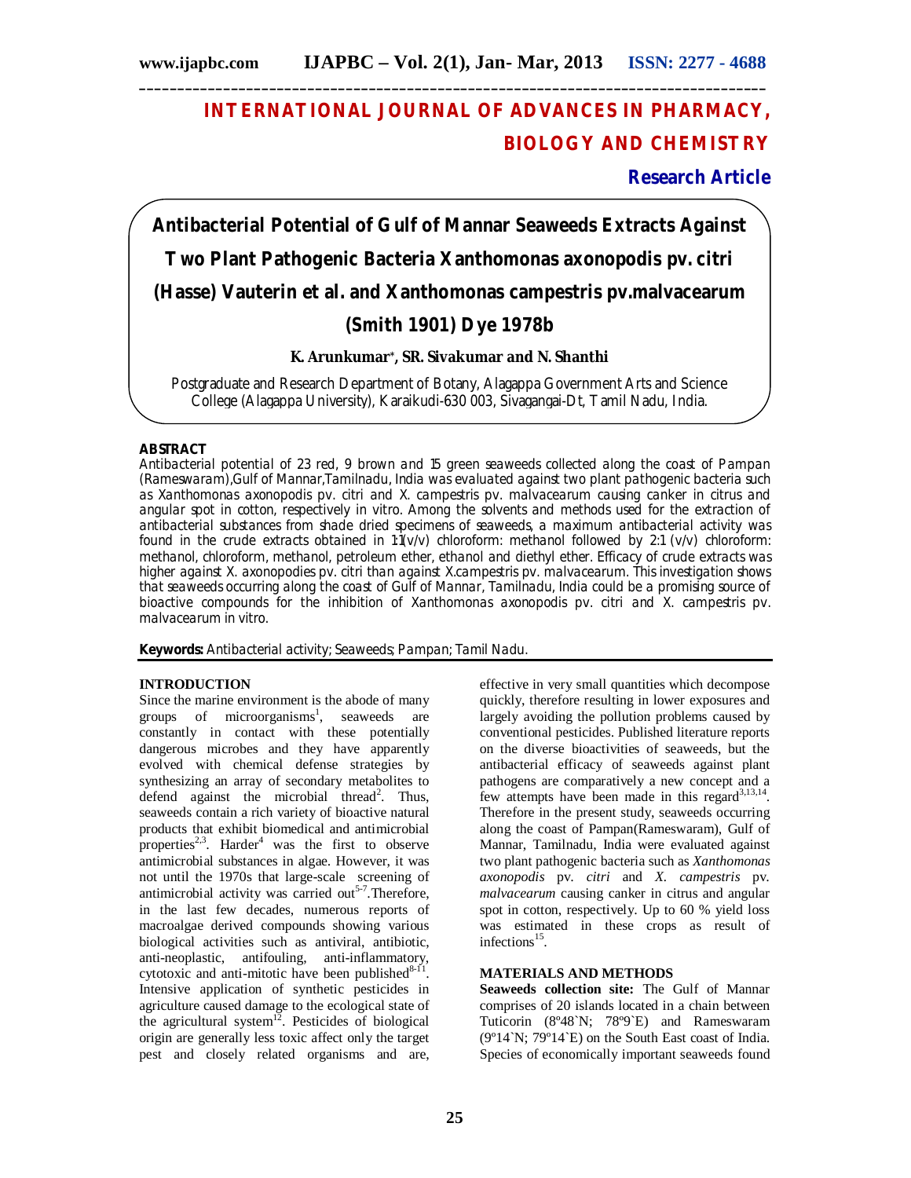# INTERNATIONAL JOURNAL OF ADVANCES IN PHARMACY, BIOLOGY AND CHEMISTRY

**Research Article**

## Antibacterial Potential of Gulf of Mannar Seaweeds Extracts Against Two Plant Pathogenic Bacteria Xanthomonas axonopodis pv. citri (Hasse) Vauterin et al. and Xanthomonas campestris pv.malvacearum (Smith 1901) Dye 1978b

**K. Arunkumar\*, SR. Sivakumar and N. Shanthi**

Postgraduate and Research Department of Botany, Alagappa Government Arts and Science College (Alagappa University), Karaikudi-630 003, Sivagangai-Dt, Tamil Nadu, India.

### ABSTRACT

Antibacterial potential of 23 red, 9 brown and 15 green seaweeds collected along the coast of Pampan (Rameswaram),Gulf of Mannar,Tamilnadu, India was evaluated against two plant pathogenic bacteria such as Xanthomonas axonopodis pv. citri and X. campestris pv. malvacearum causing canker in citrus and angular spot in cotton, respectively in vitro. Among the solvents and methods used for the extraction of antibacterial substances from shade dried specimens of seaweeds, a maximum antibacterial activity was found in the crude extracts obtained in 1:1(v/v) chloroform: methanol followed by 2:1 (v/v) chloroform: methanol, chloroform, methanol, petroleum ether, ethanol and diethyl ether. Efficacy of crude extracts was higher against X. axonopodies pv. citri than against X.campestris pv. malvacearum. This investigation shows that seaweeds occurring along the coast of Gulf of Mannar, Tamilnadu, India could be a promising source of bioactive compounds for the inhibition of Xanthomonas axonopodis pv. citri and X. campestris pv. malvacearum in vitro.

**Keywords:** Antibacterial activity; Seaweeds; Pampan; Tamil Nadu.

### INTRODUCTION

Since the marine environment is the abode of many groups of microorganisms[1], seaweeds are constantly in contact with these potentially dangerous microbes and they have apparently evolved with chemical defense strategies by synthesizing an array of secondary metabolites to defend against the microbial thread[2]. Thus, seaweeds contain a rich variety of bioactive natural products that exhibit biomedical and antimicrobial properties[2,3]. Harder[4] was the first to observe antimicrobial substances in algae. However, it was not until the 1970s that large-scale screening of antimicrobial activity was carried out[5-7].Therefore, in the last few decades, numerous reports of macroalgae derived compounds showing various biological activities such as antiviral, antibiotic, anti-neoplastic, antifouling, anti-inflammatory, cytotoxic and anti-mitotic have been published[8-11]. Intensive application of synthetic pesticides in agriculture caused damage to the ecological state of the agricultural system[12]. Pesticides of biological origin are generally less toxic affect only the target pest and closely related organisms and are, effective in very small quantities which decompose quickly, therefore resulting in lower exposures and largely avoiding the pollution problems caused by conventional pesticides. Published literature reports on the diverse bioactivities of seaweeds, but the antibacterial efficacy of seaweeds against plant pathogens are comparatively a new concept and a few attempts have been made in this regard[3,13,14]. Therefore in the present study, seaweeds occurring along the coast of Pampan(Rameswaram), Gulf of Mannar, Tamilnadu, India were evaluated against two plant pathogenic bacteria such as *Xanthomonas axonopodis* pv. *citri* and *X. campestris* pv. *malvacearum* causing canker in citrus and angular spot in cotton, respectively. Up to 60 % yield loss was estimated in these crops as result of infections[15].

### MATERIALS AND METHODS

**Seaweeds collection site:** The Gulf of Mannar comprises of 20 islands located in a chain between Tuticorin (8º48`N; 78º9`E) and Rameswaram (9º14`N; 79º14`E) on the South East coast of India. Species of economically important seaweeds found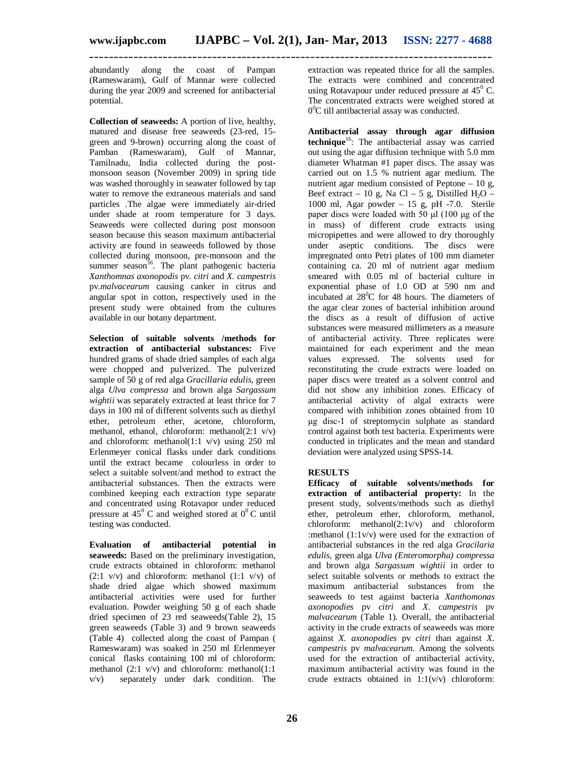abundantly along the coast of Pampan (Rameswaram), Gulf of Mannar were collected during the year 2009 and screened for antibacterial potential.

**Collection of seaweeds:** A portion of live, healthy, matured and disease free seaweeds (23-red, 15-green and 9-brown) occurring along the coast of Pamban (Rameswaram), Gulf of Mannar, Tamilnadu, India collected during the post-monsoon season (November 2009) in spring tide was washed thoroughly in seawater followed by tap water to remove the extraneous materials and sand particles .The algae were immediately air-dried under shade at room temperature for 3 days. Seaweeds were collected during post monsoon season because this season maximum antibacterial activity are found in seaweeds followed by those collected during monsoon, pre-monsoon and the summer season[16]. The plant pathogenic bacteria *Xanthomnas axonopodis* pv. *citri* and *X. campestris* pv.*malvacearum* causing canker in citrus and angular spot in cotton, respectively used in the present study were obtained from the cultures available in our botany department.

**Selection of suitable solvents /methods for extraction of antibacterial substances:** Five hundred grams of shade dried samples of each alga were chopped and pulverized. The pulverized sample of 50 g of red alga *Gracillaria edulis,* green alga *Ulva compressa* and brown alga *Sargassum wightii* was separately extracted at least thrice for 7 days in 100 ml of different solvents such as diethyl ether, petroleum ether, acetone, chloroform, methanol, ethanol, chloroform: methanol(2:1 v/v) and chloroform: methanol(1:1 v/v) using 250 ml Erlenmeyer conical flasks under dark conditions until the extract became colourless in order to select a suitable solvent/and method to extract the antibacterial substances. Then the extracts were combined keeping each extraction type separate and concentrated using Rotavapor under reduced pressure at $45^0$ C and weighed stored at $0^0$ C until testing was conducted.

**Evaluation of antibacterial potential in seaweeds:** Based on the preliminary investigation, crude extracts obtained in chloroform: methanol (2:1 v/v) and chloroform: methanol (1:1 v/v) of shade dried algae which showed maximum antibacterial activities were used for further evaluation. Powder weighing 50 g of each shade dried specimen of 23 red seaweeds(Table 2), 15 green seaweeds (Table 3) and 9 brown seaweeds (Table 4) collected along the coast of Pampan ( Rameswaram) was soaked in 250 ml Erlenmeyer conical flasks containing 100 ml of chloroform: methanol (2:1 v/v) and chloroform: methanol(1:1 v/v) separately under dark condition. The extraction was repeated thrice for all the samples. The extracts were combined and concentrated using Rotavapour under reduced pressure at $45^0$ C. The concentrated extracts were weighed stored at $0^0$C till antibacterial assay was conducted.

**Antibacterial assay through agar diffusion technique**[16]: The antibacterial assay was carried out using the agar diffusion technique with 5.0 mm diameter Whatman #1 paper discs. The assay was carried out on 1.5 % nutrient agar medium. The nutrient agar medium consisted of Peptone – 10 g, Beef extract – 10 g, Na Cl – 5 g, Distilled $H_2O$ – 1000 ml, Agar powder – 15 g, pH -7.0. Sterile paper discs were loaded with 50 µl (100 µg of the in mass) of different crude extracts using micropipettes and were allowed to dry thoroughly under aseptic conditions. The discs were impregnated onto Petri plates of 100 mm diameter containing ca. 20 ml of nutrient agar medium smeared with 0.05 ml of bacterial culture in exponential phase of 1.0 OD at 590 nm and incubated at $28^0$C for 48 hours. The diameters of the agar clear zones of bacterial inhibition around the discs as a result of diffusion of active substances were measured millimeters as a measure of antibacterial activity. Three replicates were maintained for each experiment and the mean values expressed. The solvents used for reconstituting the crude extracts were loaded on paper discs were treated as a solvent control and did not show any inhibition zones. Efficacy of antibacterial activity of algal extracts were compared with inhibition zones obtained from 10 µg disc-1 of streptomycin sulphate as standard control against both test bacteria. Experiments were conducted in triplicates and the mean and standard deviation were analyzed using SPSS-14.

## RESULTS

**Efficacy of suitable solvents/methods for extraction of antibacterial property:** In the present study, solvents/methods such as diethyl ether, petroleum ether, chloroform, methanol, chloroform: methanol(2:1v/v) and chloroform :methanol (1:1v/v) were used for the extraction of antibacterial substances in the red alga *Gracilaria edulis*, green alga *Ulva (Enteromorpha) compressa* and brown alga *Sargassum wightii* in order to select suitable solvents or methods to extract the maximum antibacterial substances from the seaweeds to test against bacteria *Xanthomonas axonopodies* pv *citri* and *X. campestris* pv *malvacearum* (Table 1). Overall, the antibacterial activity in the crude extracts of seaweeds was more against *X. axonopodies* pv *citri* than against *X. campestris* pv *malvacearum.* Among the solvents used for the extraction of antibacterial activity, maximum antibacterial activity was found in the crude extracts obtained in 1:1(v/v) chloroform: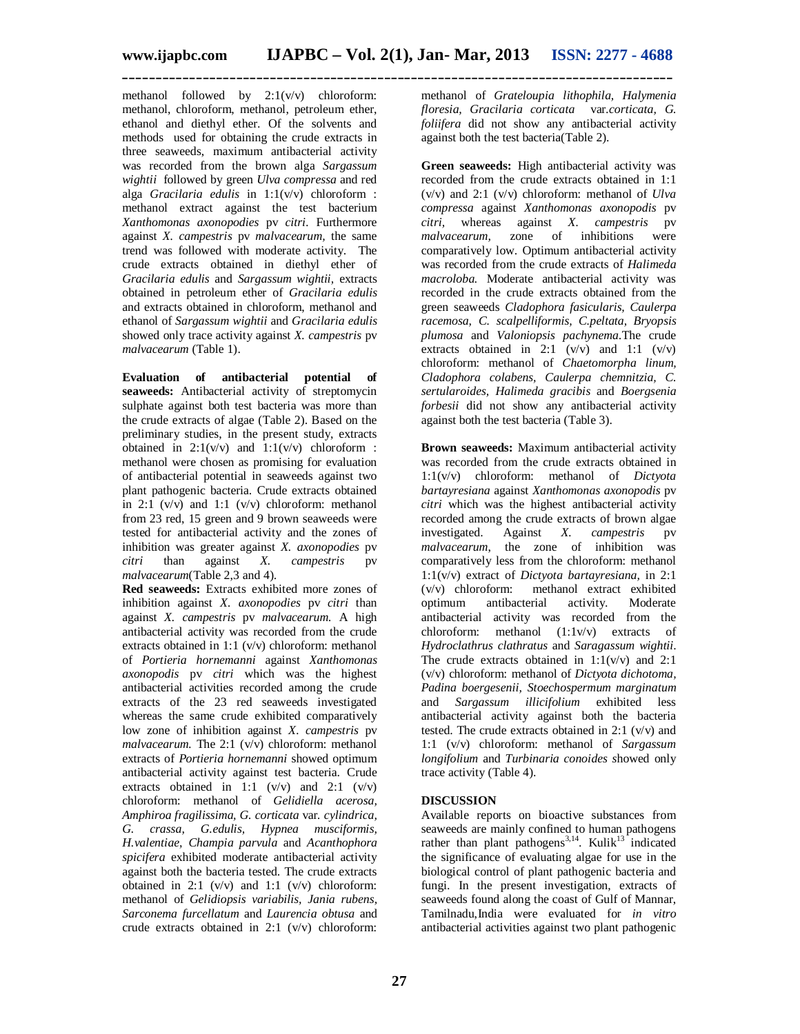methanol followed by 2:1(v/v) chloroform: methanol, chloroform, methanol, petroleum ether, ethanol and diethyl ether. Of the solvents and methods used for obtaining the crude extracts in three seaweeds, maximum antibacterial activity was recorded from the brown alga *Sargassum wightii* followed by green *Ulva compressa* and red alga *Gracilaria edulis* in 1:1(v/v) chloroform : methanol extract against the test bacterium *Xanthomonas axonopodies* pv *citri*. Furthermore against *X. campestris* pv *malvacearum*, the same trend was followed with moderate activity. The crude extracts obtained in diethyl ether of *Gracilaria edulis* and *Sargassum wightii*, extracts obtained in petroleum ether of *Gracilaria edulis* and extracts obtained in chloroform, methanol and ethanol of *Sargassum wightii* and *Gracilaria edulis* showed only trace activity against *X. campestris* pv *malvacearum* (Table 1).

**Evaluation of antibacterial potential of seaweeds:** Antibacterial activity of streptomycin sulphate against both test bacteria was more than the crude extracts of algae (Table 2). Based on the preliminary studies, in the present study, extracts obtained in 2:1(v/v) and 1:1(v/v) chloroform : methanol were chosen as promising for evaluation of antibacterial potential in seaweeds against two plant pathogenic bacteria. Crude extracts obtained in 2:1 (v/v) and 1:1 (v/v) chloroform: methanol from 23 red, 15 green and 9 brown seaweeds were tested for antibacterial activity and the zones of inhibition was greater against *X. axonopodies* pv *citri* than against *X. campestris* pv *malvacearum*(Table 2,3 and 4).

**Red seaweeds:** Extracts exhibited more zones of inhibition against *X. axonopodies* pv *citri* than against *X. campestris* pv *malvacearum.* A high antibacterial activity was recorded from the crude extracts obtained in 1:1 (v/v) chloroform: methanol of *Portieria hornemanni* against *Xanthomonas axonopodis* pv *citri* which was the highest antibacterial activities recorded among the crude extracts of the 23 red seaweeds investigated whereas the same crude exhibited comparatively low zone of inhibition against *X. campestris* pv *malvacearum.* The 2:1 (v/v) chloroform: methanol extracts of *Portieria hornemanni* showed optimum antibacterial activity against test bacteria. Crude extracts obtained in 1:1 (v/v) and 2:1 (v/v) chloroform: methanol of *Gelidiella acerosa, Amphiroa fragilissima, G. corticata* var. *cylindrica, G. crassa, G.edulis, Hypnea musciformis, H.valentiae, Champia parvula* and *Acanthophora spicifera* exhibited moderate antibacterial activity against both the bacteria tested. The crude extracts obtained in 2:1 (v/v) and 1:1 (v/v) chloroform: methanol of *Gelidiopsis variabilis, Jania rubens, Sarconema furcellatum* and *Laurencia obtusa* and crude extracts obtained in 2:1 (v/v) chloroform: methanol of *Grateloupia lithophila, Halymenia floresia, Gracilaria corticata* var.*corticata, G. foliifera* did not show any antibacterial activity against both the test bacteria(Table 2).

**Green seaweeds:** High antibacterial activity was recorded from the crude extracts obtained in 1:1 (v/v) and 2:1 (v/v) chloroform: methanol of *Ulva compressa* against *Xanthomonas axonopodis* pv *citri,* whereas against *X. campestris* pv *malvacearum,* zone of inhibitions were comparatively low. Optimum antibacterial activity was recorded from the crude extracts of *Halimeda macroloba.* Moderate antibacterial activity was recorded in the crude extracts obtained from the green seaweeds *Cladophora fasicularis, Caulerpa racemosa, C. scalpelliformis, C.peltata, Bryopsis plumosa* and *Valoniopsis pachynema*.The crude extracts obtained in 2:1 (v/v) and 1:1 (v/v) chloroform: methanol of *Chaetomorpha linum, Cladophora colabens, Caulerpa chemnitzia, C. sertularoides, Halimeda gracibis* and *Boergsenia forbesii* did not show any antibacterial activity against both the test bacteria (Table 3).

**Brown seaweeds:** Maximum antibacterial activity was recorded from the crude extracts obtained in 1:1(v/v) chloroform: methanol of *Dictyota bartayresiana* against *Xanthomonas axonopodis* pv *citri* which was the highest antibacterial activity recorded among the crude extracts of brown algae investigated. Against *X. campestris* pv *malvacearum,* the zone of inhibition was comparatively less from the chloroform: methanol 1:1(v/v) extract of *Dictyota bartayresiana,* in 2:1 (v/v) chloroform: methanol extract exhibited optimum antibacterial activity. Moderate antibacterial activity was recorded from the chloroform: methanol (1:1v/v) extracts of *Hydroclathrus clathratus* and *Saragassum wightii*. The crude extracts obtained in 1:1(v/v) and 2:1 (v/v) chloroform: methanol of *Dictyota dichotoma, Padina boergesenii, Stoechospermum marginatum* and *Sargassum illicifolium* exhibited less antibacterial activity against both the bacteria tested. The crude extracts obtained in 2:1 (v/v) and 1:1 (v/v) chloroform: methanol of *Sargassum longifolium* and *Turbinaria conoides* showed only trace activity (Table 4).

## DISCUSSION

Available reports on bioactive substances from seaweeds are mainly confined to human pathogens rather than plant pathogens[3,14]. Kulik[13] indicated the significance of evaluating algae for use in the biological control of plant pathogenic bacteria and fungi. In the present investigation, extracts of seaweeds found along the coast of Gulf of Mannar, Tamilnadu,India were evaluated for *in vitro* antibacterial activities against two plant pathogenic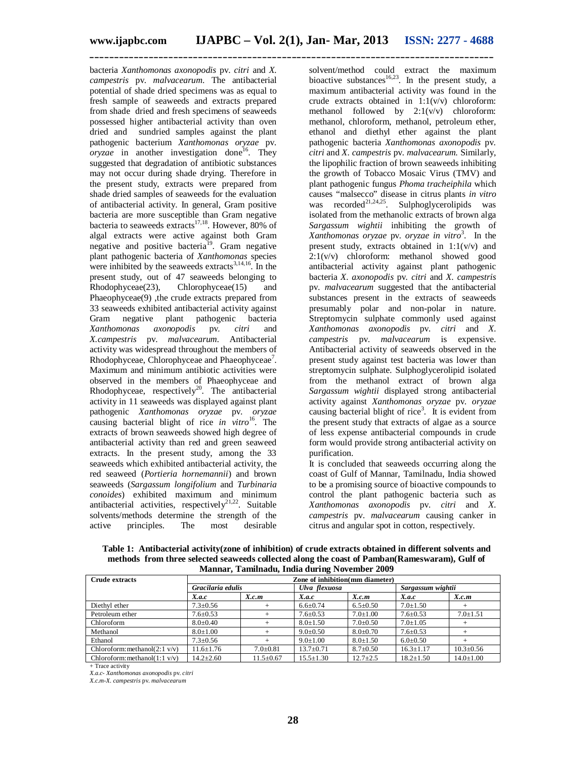bacteria *Xanthomonas axonopodis* pv. *citri* and *X. campestris* pv. *malvacearum*. The antibacterial potential of shade dried specimens was as equal to fresh sample of seaweeds and extracts prepared from shade dried and fresh specimens of seaweeds possessed higher antibacterial activity than oven dried and sundried samples against the plant pathogenic bacterium *Xanthomonas oryzae* pv. *oryzae* in another investigation done[16]. They suggested that degradation of antibiotic substances may not occur during shade drying. Therefore in the present study, extracts were prepared from shade dried samples of seaweeds for the evaluation of antibacterial activity. In general, Gram positive bacteria are more susceptible than Gram negative bacteria to seaweeds extracts[17,18]. However, 80% of algal extracts were active against both Gram negative and positive bacteria[19]. Gram negative plant pathogenic bacteria of *Xanthomonas* species were inhibited by the seaweeds extracts[3,14,16]. In the present study, out of 47 seaweeds belonging to Rhodophyceae(23), Chlorophyceae(15) and Phaeophyceae(9) ,the crude extracts prepared from 33 seaweeds exhibited antibacterial activity against Gram negative plant pathogenic bacteria *Xanthomonas axonopodis* pv. *citri* and *X.campestris* pv. *malvacearum*. Antibacterial activity was widespread throughout the members of Rhodophyceae, Chlorophyceae and Phaeophyceae[7]. Maximum and minimum antibiotic activities were observed in the members of Phaeophyceae and Rhodophyceae, respectively[20]. The antibacterial activity in 11 seaweeds was displayed against plant pathogenic *Xanthomonas oryzae* pv. *oryzae* causing bacterial blight of rice *in vitro*[16]. The extracts of brown seaweeds showed high degree of antibacterial activity than red and green seaweed extracts. In the present study, among the 33 seaweeds which exhibited antibacterial activity, the red seaweed (*Portieria hornemannii*) and brown seaweeds (*Sargassum longifolium* and *Turbinaria conoides*) exhibited maximum and minimum antibacterial activities, respectively[21,22]. Suitable solvents/methods determine the strength of the active principles. The most desirable solvent/method could extract the maximum bioactive substances[16,23]. In the present study, a maximum antibacterial activity was found in the crude extracts obtained in 1:1(v/v) chloroform: methanol followed by 2:1(v/v) chloroform: methanol, chloroform, methanol, petroleum ether, ethanol and diethyl ether against the plant pathogenic bacteria *Xanthomonas axonopodis* pv. *citri* and *X. campestris* pv. *malvacearum*. Similarly, the lipophilic fraction of brown seaweeds inhibiting the growth of Tobacco Mosaic Virus (TMV) and plant pathogenic fungus *Phoma tracheiphila* which causes "malsecco" disease in citrus plants *in vitro* was recorded[21,24,25]. Sulphoglycerolipids was isolated from the methanolic extracts of brown alga *Sargassum wightii* inhibiting the growth of *Xanthomonas oryzae* pv. *oryzae in vitro*[3]. In the present study, extracts obtained in 1:1(v/v) and 2:1(v/v) chloroform: methanol showed good antibacterial activity against plant pathogenic bacteria *X. axonopodis* pv. *citri* and *X. campestris* pv. *malvacearum* suggested that the antibacterial substances present in the extracts of seaweeds presumably polar and non-polar in nature. Streptomycin sulphate commonly used against *Xanthomonas axonopodis* pv. *citri* and *X. campestris* pv. *malvacearum* is expensive. Antibacterial activity of seaweeds observed in the present study against test bacteria was lower than streptomycin sulphate. Sulphoglycerolipid isolated from the methanol extract of brown alga *Sargassum wightii* displayed strong antibacterial activity against *Xanthomonas oryzae* pv. *oryzae* causing bacterial blight of rice[3]. It is evident from the present study that extracts of algae as a source of less expense antibacterial compounds in crude form would provide strong antibacterial activity on purification.

It is concluded that seaweeds occurring along the coast of Gulf of Mannar, Tamilnadu, India showed to be a promising source of bioactive compounds to control the plant pathogenic bacteria such as *Xanthomonas axonopodis* pv. *citri* and *X. campestris* pv. *malvacearum* causing canker in citrus and angular spot in cotton, respectively.

**Table 1: Antibacterial activity(zone of inhibition) of crude extracts obtained in different solvents and methods from three selected seaweeds collected along the coast of Pamban(Rameswaram), Gulf of Mannar, Tamilnadu, India during November 2009**

| Crude extracts | Zone of inhibition(mm diameter) | | | | | |
|---|---|---|---|---|---|---|
| | *Gracilaria edulis* | | *Ulva flexuosa* | | *Sargassum wightii* | |
| | *X.a.c* | *X.c.m* | *X.a.c* | *X.c.m* | *X.a.c* | *X.c.m* |
| Diethyl ether | 7.3±0.56 | + | 6.6±0.74 | 6.5±0.50 | 7.0±1.50 | + |
| Petroleum ether | 7.6±0.53 | + | 7.6±0.53 | 7.0±1.00 | 7.6±0.53 | 7.0±1.51 |
| Chloroform | 8.0±0.40 | + | 8.0±1.50 | 7.0±0.50 | 7.0±1.05 | + |
| Methanol | 8.0±1.00 | + | 9.0±0.50 | 8.0±0.70 | 7.6±0.53 | + |
| Ethanol | 7.3±0.56 | + | 9.0±1.00 | 8.0±1.50 | 6.0±0.50 | + |
| Chloroform:methanol(2:1 v/v) | 11.6±1.76 | 7.0±0.81 | 13.7±0.71 | 8.7±0.50 | 16.3±1.17 | 10.3±0.56 |
| Chloroform:methanol(1:1 v/v) | 14.2±2.60 | 11.5±0.67 | 15.5±1.30 | 12.7±2.5 | 18.2±1.50 | 14.0±1.00 |

+ Trace activity

*X.a.c- Xanthomonas axonopodis* pv. *citri*

*X.c.m-X. campestris* pv. *malvacearum*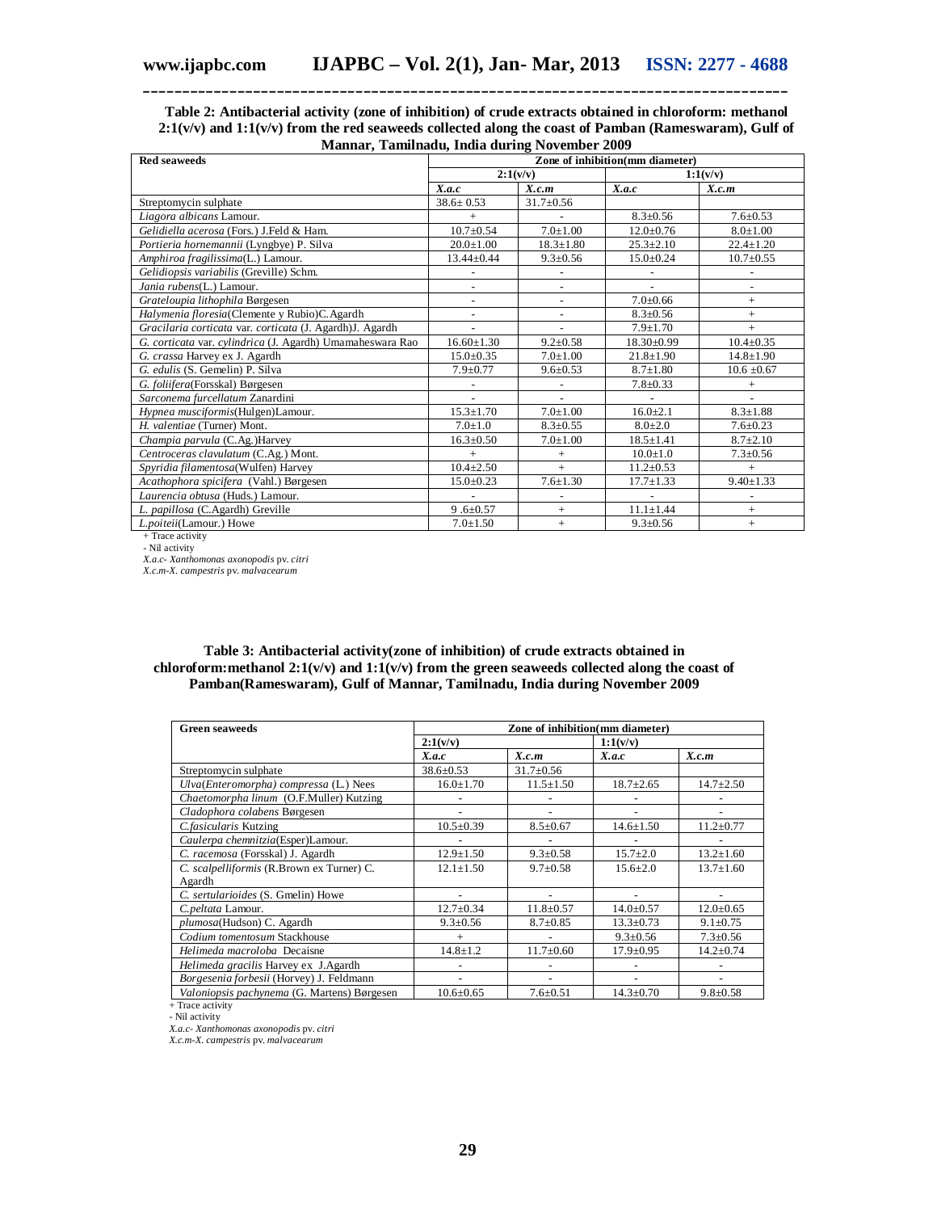**Table 2: Antibacterial activity (zone of inhibition) of crude extracts obtained in chloroform: methanol 2:1(v/v) and 1:1(v/v) from the red seaweeds collected along the coast of Pamban (Rameswaram), Gulf of Mannar, Tamilnadu, India during November 2009**

| Red seaweeds | Zone of inhibition(mm diameter) | | | |
|---|---|---|---|---|
| | 2:1(v/v) | | 1:1(v/v) | |
| | *X.a.c* | *X.c.m* | *X.a.c* | *X.c.m* |
| Streptomycin sulphate | 38.6± 0.53 | 31.7±0.56 | | |
| *Liagora albicans* Lamour. | + | - | 8.3±0.56 | 7.6±0.53 |
| *Gelidiella acerosa* (Fors.) J.Feld & Ham. | 10.7±0.54 | 7.0±1.00 | 12.0±0.76 | 8.0±1.00 |
| *Portieria hornemannii* (Lyngbye) P. Silva | 20.0±1.00 | 18.3±1.80 | 25.3±2.10 | 22.4±1.20 |
| *Amphiroa fragilissima*(L.) Lamour. | 13.44±0.44 | 9.3±0.56 | 15.0±0.24 | 10.7±0.55 |
| *Gelidiopsis variabilis* (Greville) Schm. | - | - | - | - |
| *Jania rubens*(L.) Lamour. | - | - | - | - |
| *Grateloupia lithophila* Børgesen | - | - | 7.0±0.66 | + |
| *Halymenia floresia*(Clemente y Rubio)C.Agardh | - | - | 8.3±0.56 | + |
| *Gracilaria corticata* var. *corticata* (J. Agardh)J. Agardh | - | - | 7.9±1.70 | + |
| *G. corticata* var. *cylindrica* (J. Agardh) Umamaheswara Rao | 16.60±1.30 | 9.2±0.58 | 18.30±0.99 | 10.4±0.35 |
| *G. crassa* Harvey ex J. Agardh | 15.0±0.35 | 7.0±1.00 | 21.8±1.90 | 14.8±1.90 |
| *G. edulis* (S. Gemelin) P. Silva | 7.9±0.77 | 9.6±0.53 | 8.7±1.80 | 10.6 ±0.67 |
| *G. foliifera*(Forsskal) Børgesen | - | - | 7.8±0.33 | + |
| *Sarconema furcellatum* Zanardini | - | - | - | - |
| *Hypnea musciformis*(Hulgen)Lamour. | 15.3±1.70 | 7.0±1.00 | 16.0±2.1 | 8.3±1.88 |
| *H. valentiae* (Turner) Mont. | 7.0±1.0 | 8.3±0.55 | 8.0±2.0 | 7.6±0.23 |
| *Champia parvula* (C.Ag.)Harvey | 16.3±0.50 | 7.0±1.00 | 18.5±1.41 | 8.7±2.10 |
| *Centroceras clavulatum* (C.Ag.) Mont. | + | + | 10.0±1.0 | 7.3±0.56 |
| *Spyridia filamentosa*(Wulfen) Harvey | 10.4±2.50 | + | 11.2±0.53 | + |
| *Acathophora spicifera* (Vahl.) Børgesen | 15.0±0.23 | 7.6±1.30 | 17.7±1.33 | 9.40±1.33 |
| *Laurencia obtusa* (Huds.) Lamour. | - | - | - | - |
| *L. papillosa* (C.Agardh) Greville | 9 .6±0.57 | + | 11.1±1.44 | + |
| *L.poiteii*(Lamour.) Howe | 7.0±1.50 | + | 9.3±0.56 | + |

+ Trace activity
- Nil activity
*X.a.c- Xanthomonas axonopodis* pv. *citri*
*X.c.m-X. campestris* pv. *malvacearum*

**Table 3: Antibacterial activity(zone of inhibition) of crude extracts obtained in chloroform:methanol 2:1(v/v) and 1:1(v/v) from the green seaweeds collected along the coast of Pamban(Rameswaram), Gulf of Mannar, Tamilnadu, India during November 2009**

| Green seaweeds | Zone of inhibition(mm diameter) | | | |
|---|---|---|---|---|
| | 2:1(v/v) | | 1:1(v/v) | |
| | *X.a.c* | *X.c.m* | *X.a.c* | *X.c.m* |
| Streptomycin sulphate | 38.6±0.53 | 31.7±0.56 | | |
| *Ulva*(*Enteromorpha*) *compressa* (L.) Nees | 16.0±1.70 | 11.5±1.50 | 18.7±2.65 | 14.7±2.50 |
| *Chaetomorpha linum* (O.F.Muller) Kutzing | - | - | - | - |
| *Cladophora colabens* Børgesen | - | - | - | - |
| *C.fasicularis* Kutzing | 10.5±0.39 | 8.5±0.67 | 14.6±1.50 | 11.2±0.77 |
| *Caulerpa chemnitzia*(Esper)Lamour. | - | - | - | - |
| *C. racemosa* (Forsskal) J. Agardh | 12.9±1.50 | 9.3±0.58 | 15.7±2.0 | 13.2±1.60 |
| *C. scalpelliformis* (R.Brown ex Turner) C. Agardh | 12.1±1.50 | 9.7±0.58 | 15.6±2.0 | 13.7±1.60 |
| *C. sertularioides* (S. Gmelin) Howe | - | - | - | - |
| *C.peltata* Lamour. | 12.7±0.34 | 11.8±0.57 | 14.0±0.57 | 12.0±0.65 |
| *plumosa*(Hudson) C. Agardh | 9.3±0.56 | 8.7±0.85 | 13.3±0.73 | 9.1±0.75 |
| *Codium tomentosum* Stackhouse | + | - | 9.3±0.56 | 7.3±0.56 |
| *Helimeda macroloba* Decaisne | 14.8±1.2 | 11.7±0.60 | 17.9±0.95 | 14.2±0.74 |
| *Helimeda gracilis* Harvey ex J.Agardh | - | - | - | - |
| *Borgesenia forbesii* (Horvey) J. Feldmann | - | - | - | - |
| *Valoniopsis pachynema* (G. Martens) Børgesen | 10.6±0.65 | 7.6±0.51 | 14.3±0.70 | 9.8±0.58 |

+ Trace activity
- Nil activity
*X.a.c- Xanthomonas axonopodis* pv. *citri*
*X.c.m-X. campestris* pv. *malvacearum*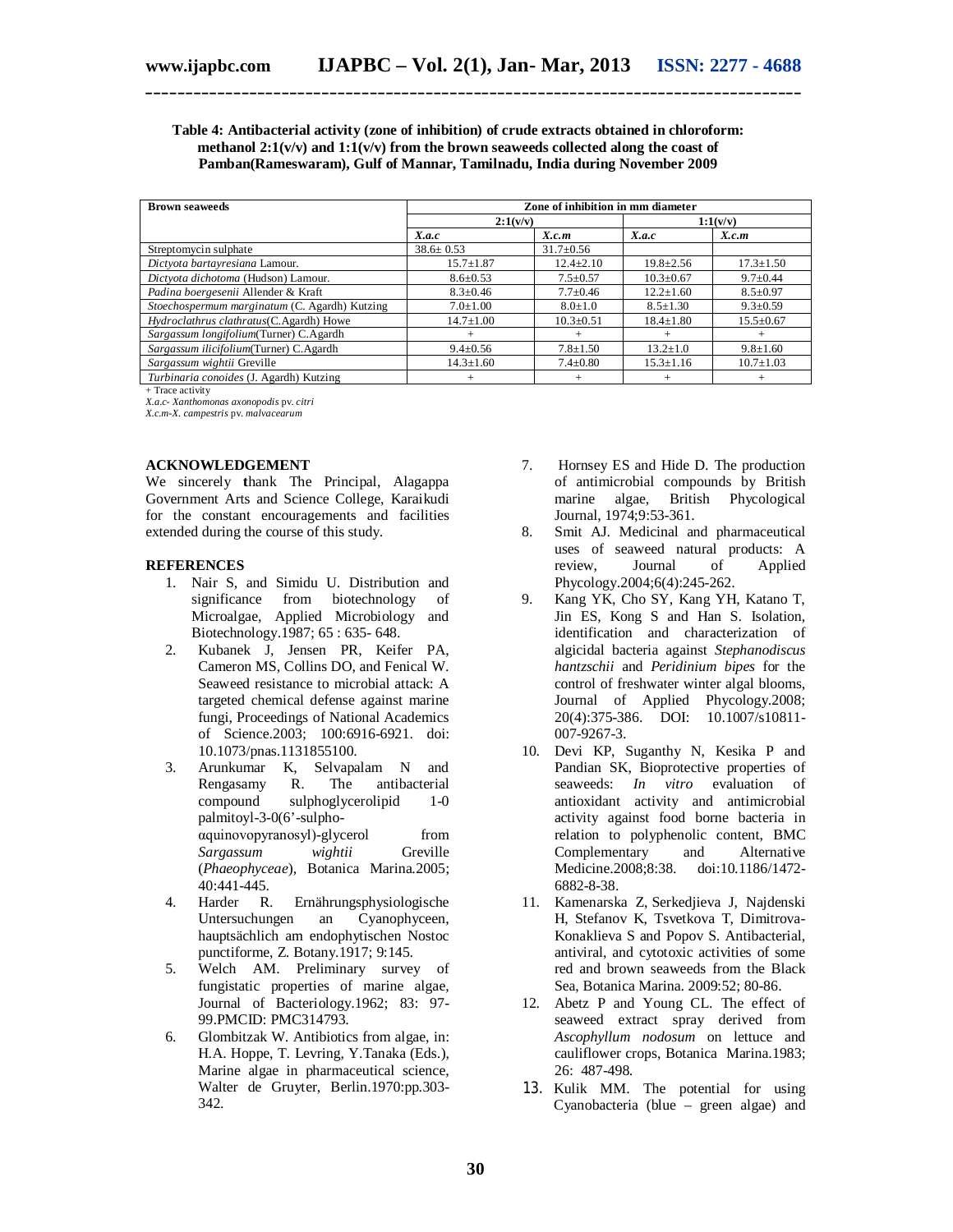**Table 4: Antibacterial activity (zone of inhibition) of crude extracts obtained in chloroform: methanol 2:1(v/v) and 1:1(v/v) from the brown seaweeds collected along the coast of Pamban(Rameswaram), Gulf of Mannar, Tamilnadu, India during November 2009**

| Brown seaweeds | Zone of inhibition in mm diameter | | | |
|---|---|---|---|---|
| | 2:1(v/v) | | 1:1(v/v) | |
| | *X.a.c* | *X.c.m* | *X.a.c* | *X.c.m* |
| Streptomycin sulphate | 38.6± 0.53 | 31.7±0.56 | | |
| *Dictyota bartayresiana* Lamour. | 15.7±1.87 | 12.4±2.10 | 19.8±2.56 | 17.3±1.50 |
| *Dictyota dichotoma* (Hudson) Lamour. | 8.6±0.53 | 7.5±0.57 | 10.3±0.67 | 9.7±0.44 |
| *Padina boergesenii* Allender & Kraft | 8.3±0.46 | 7.7±0.46 | 12.2±1.60 | 8.5±0.97 |
| *Stoechospermum marginatum* (C. Agardh) Kutzing | 7.0±1.00 | 8.0±1.0 | 8.5±1.30 | 9.3±0.59 |
| *Hydroclathrus clathratus*(C.Agardh) Howe | 14.7±1.00 | 10.3±0.51 | 18.4±1.80 | 15.5±0.67 |
| *Sargassum longifolium*(Turner) C.Agardh | + | + | + | + |
| *Sargassum ilicifolium*(Turner) C.Agardh | 9.4±0.56 | 7.8±1.50 | 13.2±1.0 | 9.8±1.60 |
| *Sargassum wightii* Greville | 14.3±1.60 | 7.4±0.80 | 15.3±1.16 | 10.7±1.03 |
| *Turbinaria conoides* (J. Agardh) Kutzing | + | + | + | + |

+ Trace activity
*X.a.c- Xanthomonas axonopodis* pv. *citri*
*X.c.m-X. campestris* pv. *malvacearum*

## ACKNOWLEDGEMENT

We sincerely thank The Principal, Alagappa Government Arts and Science College, Karaikudi for the constant encouragements and facilities extended during the course of this study.

## REFERENCES

1. Nair S, and Simidu U. Distribution and significance from biotechnology of Microalgae, Applied Microbiology and Biotechnology.1987; 65 : 635- 648.
2. Kubanek J, Jensen PR, Keifer PA, Cameron MS, Collins DO, and Fenical W. Seaweed resistance to microbial attack: A targeted chemical defense against marine fungi, Proceedings of National Academics of Science.2003; 100:6916-6921. doi: 10.1073/pnas.1131855100.
3. Arunkumar K, Selvapalam N and Rengasamy R. The antibacterial compound sulphoglycerolipid 1-0 palmitoyl-3-0(6'-sulpho-αquinovopyranosyl)-glycerol from *Sargassum wightii* Greville (*Phaeophyceae*), Botanica Marina.2005; 40:441-445.
4. Harder R. Ernährungsphysiologische Untersuchungen an Cyanophyceen, hauptsächlich am endophytischen Nostoc punctiforme, Z. Botany.1917; 9:145.
5. Welch AM. Preliminary survey of fungistatic properties of marine algae, Journal of Bacteriology.1962; 83: 97-99.PMCID: PMC314793.
6. Glombitzak W. Antibiotics from algae, in: H.A. Hoppe, T. Levring, Y.Tanaka (Eds.), Marine algae in pharmaceutical science, Walter de Gruyter, Berlin.1970:pp.303-342.
7. Hornsey ES and Hide D. The production of antimicrobial compounds by British marine algae, British Phycological Journal, 1974;9:53-361.
8. Smit AJ. Medicinal and pharmaceutical uses of seaweed natural products: A review, Journal of Applied Phycology.2004;6(4):245-262.
9. Kang YK, Cho SY, Kang YH, Katano T, Jin ES, Kong S and Han S. Isolation, identification and characterization of algicidal bacteria against *Stephanodiscus hantzschii* and *Peridinium bipes* for the control of freshwater winter algal blooms, Journal of Applied Phycology.2008; 20(4):375-386. DOI: 10.1007/s10811-007-9267-3.
10. Devi KP, Suganthy N, Kesika P and Pandian SK, Bioprotective properties of seaweeds: *In vitro* evaluation of antioxidant activity and antimicrobial activity against food borne bacteria in relation to polyphenolic content, BMC Complementary and Alternative Medicine.2008;8:38. doi:10.1186/1472-6882-8-38.
11. Kamenarska Z, Serkedjieva J, Najdenski H, Stefanov K, Tsvetkova T, Dimitrova-Konaklieva S and Popov S. Antibacterial, antiviral, and cytotoxic activities of some red and brown seaweeds from the Black Sea, Botanica Marina. 2009:52; 80-86.
12. Abetz P and Young CL. The effect of seaweed extract spray derived from *Ascophyllum nodosum* on lettuce and cauliflower crops, Botanica Marina.1983; 26: 487-498.
13. Kulik MM. The potential for using Cyanobacteria (blue – green algae) and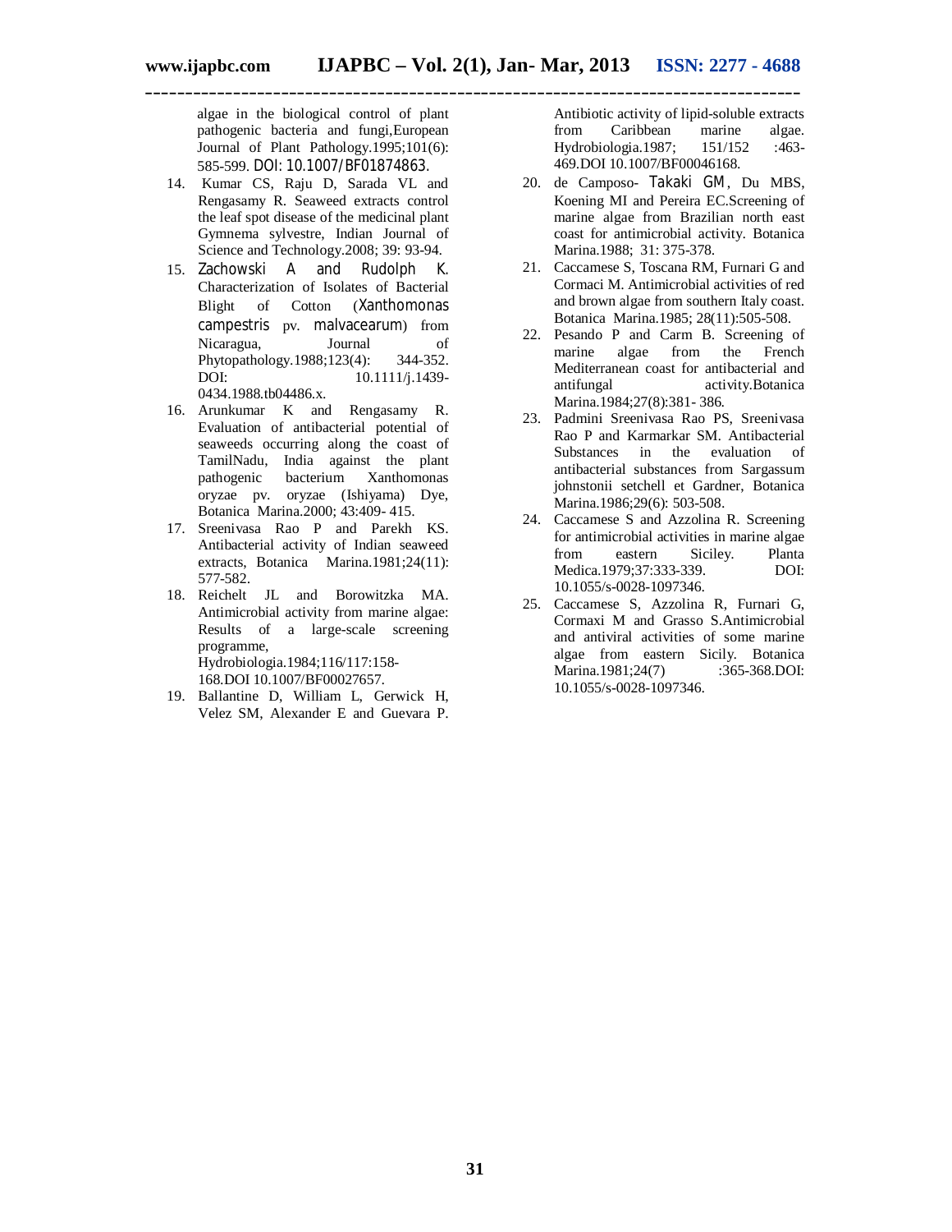algae in the biological control of plant pathogenic bacteria and fungi,European Journal of Plant Pathology.1995;101(6): 585-599. DOI: 10.1007/BF01874863.

14. Kumar CS, Raju D, Sarada VL and Rengasamy R. Seaweed extracts control the leaf spot disease of the medicinal plant Gymnema sylvestre, Indian Journal of Science and Technology.2008; 39: 93-94.
15. Zachowski A and Rudolph K. Characterization of Isolates of Bacterial Blight of Cotton (Xanthomonas campestris pv. malvacearum) from Nicaragua, Journal of Phytopathology.1988;123(4): 344-352. DOI: 10.1111/j.1439-0434.1988.tb04486.x.
16. Arunkumar K and Rengasamy R. Evaluation of antibacterial potential of seaweeds occurring along the coast of TamilNadu, India against the plant pathogenic bacterium Xanthomonas oryzae pv. oryzae (Ishiyama) Dye, Botanica Marina.2000; 43:409- 415.
17. Sreenivasa Rao P and Parekh KS. Antibacterial activity of Indian seaweed extracts, Botanica Marina.1981;24(11): 577-582.
18. Reichelt JL and Borowitzka MA. Antimicrobial activity from marine algae: Results of a large-scale screening programme, Hydrobiologia.1984;116/117:158-168.DOI 10.1007/BF00027657.
19. Ballantine D, William L, Gerwick H, Velez SM, Alexander E and Guevara P. Antibiotic activity of lipid-soluble extracts from Caribbean marine algae. Hydrobiologia.1987; 151/152 :463-469.DOI 10.1007/BF00046168.
20. de Camposo- Takaki GM, Du MBS, Koening MI and Pereira EC.Screening of marine algae from Brazilian north east coast for antimicrobial activity. Botanica Marina.1988; 31: 375-378.
21. Caccamese S, Toscana RM, Furnari G and Cormaci M. Antimicrobial activities of red and brown algae from southern Italy coast. Botanica Marina.1985; 28(11):505-508.
22. Pesando P and Carm B. Screening of marine algae from the French Mediterranean coast for antibacterial and antifungal activity.Botanica Marina.1984;27(8):381- 386.
23. Padmini Sreenivasa Rao PS, Sreenivasa Rao P and Karmarkar SM. Antibacterial Substances in the evaluation of antibacterial substances from Sargassum johnstonii setchell et Gardner, Botanica Marina.1986;29(6): 503-508.
24. Caccamese S and Azzolina R. Screening for antimicrobial activities in marine algae from eastern Siciley. Planta Medica.1979;37:333-339. DOI: 10.1055/s-0028-1097346.
25. Caccamese S, Azzolina R, Furnari G, Cormaxi M and Grasso S.Antimicrobial and antiviral activities of some marine algae from eastern Sicily. Botanica Marina.1981;24(7) :365-368.DOI: 10.1055/s-0028-1097346.